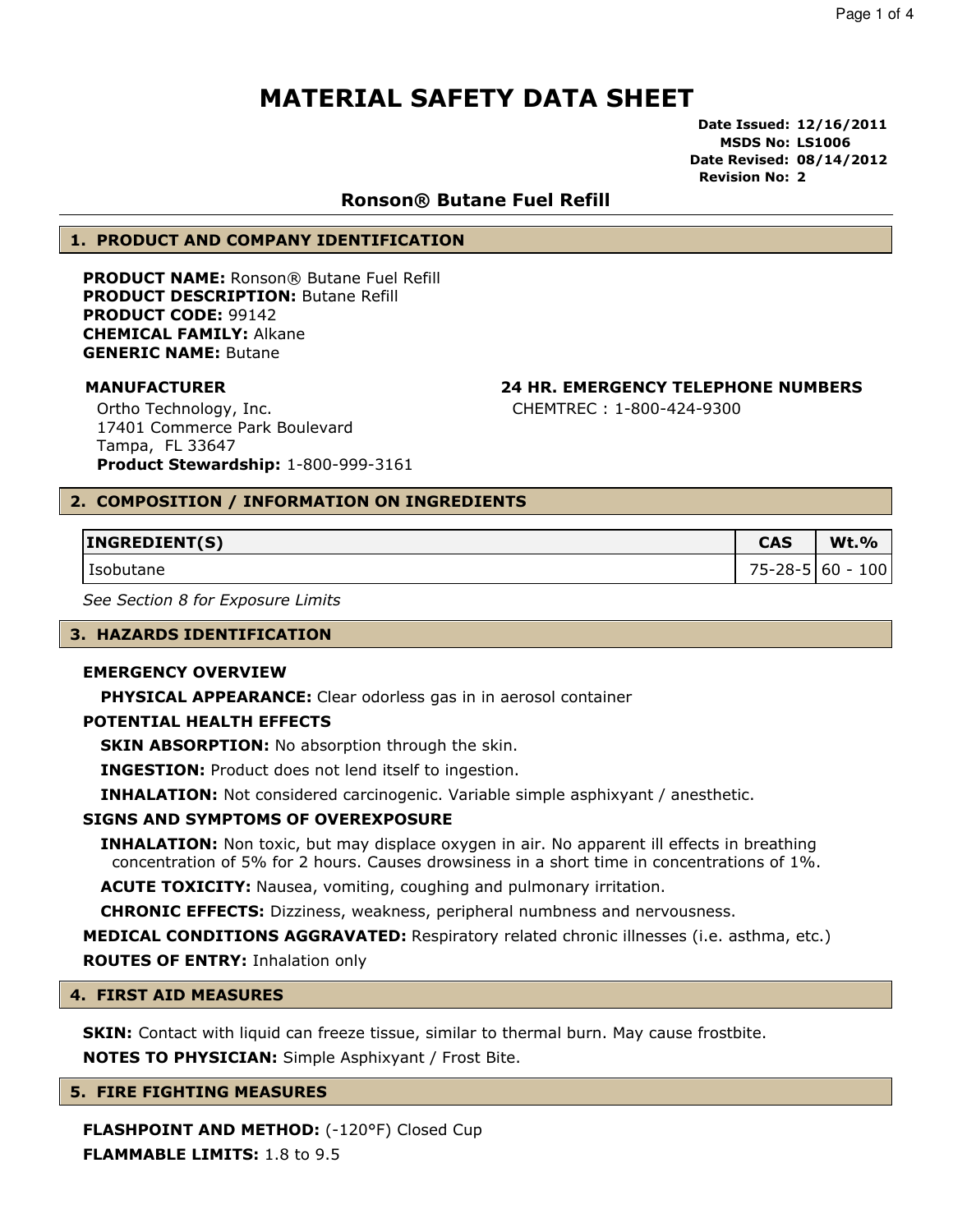# MATERIAL SAFETY DATA SHEET

**Date Issued: 12/16/2011**
**MSDS No: LS1006**
**Date Revised: 08/14/2012**
**Revision No: 2**

## Ronson® Butane Fuel Refill

## 1. PRODUCT AND COMPANY IDENTIFICATION

**PRODUCT NAME:** Ronson® Butane Fuel Refill
**PRODUCT DESCRIPTION:** Butane Refill
**PRODUCT CODE:** 99142
**CHEMICAL FAMILY:** Alkane
**GENERIC NAME:** Butane

**MANUFACTURER**

Ortho Technology, Inc.
17401 Commerce Park Boulevard
Tampa, FL 33647
**Product Stewardship:** 1-800-999-3161

**24 HR. EMERGENCY TELEPHONE NUMBERS**

CHEMTREC : 1-800-424-9300

## 2. COMPOSITION / INFORMATION ON INGREDIENTS

| INGREDIENT(S) | CAS | Wt.% |
|---|---|---|
| Isobutane | 75-28-5 | 60 - 100 |

*See Section 8 for Exposure Limits*

## 3. HAZARDS IDENTIFICATION

**EMERGENCY OVERVIEW**

**PHYSICAL APPEARANCE:** Clear odorless gas in in aerosol container

**POTENTIAL HEALTH EFFECTS**

**SKIN ABSORPTION:** No absorption through the skin.

**INGESTION:** Product does not lend itself to ingestion.

**INHALATION:** Not considered carcinogenic. Variable simple asphixyant / anesthetic.

**SIGNS AND SYMPTOMS OF OVEREXPOSURE**

**INHALATION:** Non toxic, but may displace oxygen in air. No apparent ill effects in breathing concentration of 5% for 2 hours. Causes drowsiness in a short time in concentrations of 1%.

**ACUTE TOXICITY:** Nausea, vomiting, coughing and pulmonary irritation.

**CHRONIC EFFECTS:** Dizziness, weakness, peripheral numbness and nervousness.

**MEDICAL CONDITIONS AGGRAVATED:** Respiratory related chronic illnesses (i.e. asthma, etc.)

**ROUTES OF ENTRY:** Inhalation only

## 4. FIRST AID MEASURES

**SKIN:** Contact with liquid can freeze tissue, similar to thermal burn. May cause frostbite.

**NOTES TO PHYSICIAN:** Simple Asphixyant / Frost Bite.

## 5. FIRE FIGHTING MEASURES

**FLASHPOINT AND METHOD:** (-120°F) Closed Cup

**FLAMMABLE LIMITS:** 1.8 to 9.5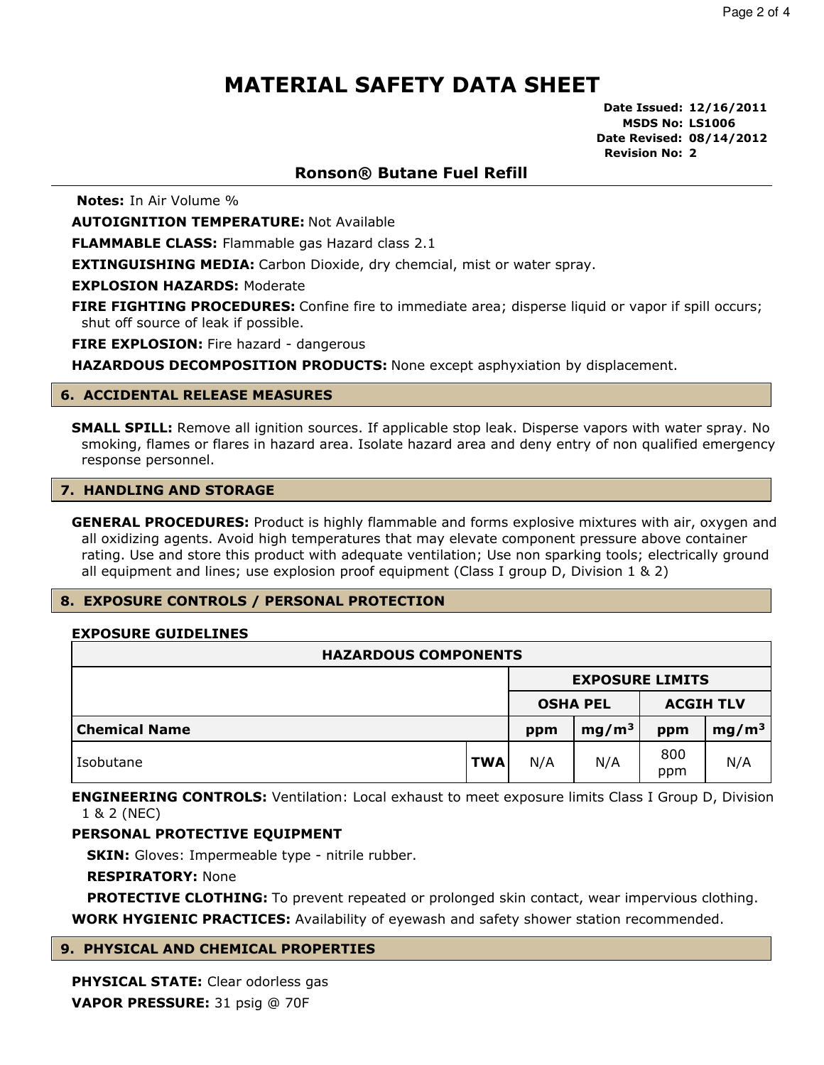# MATERIAL SAFETY DATA SHEET

**Date Issued: 12/16/2011**
**MSDS No: LS1006**
**Date Revised: 08/14/2012**
**Revision No: 2**

## Ronson® Butane Fuel Refill

**Notes:** In Air Volume %

**AUTOIGNITION TEMPERATURE:** Not Available

**FLAMMABLE CLASS:** Flammable gas Hazard class 2.1

**EXTINGUISHING MEDIA:** Carbon Dioxide, dry chemcial, mist or water spray.

**EXPLOSION HAZARDS:** Moderate

**FIRE FIGHTING PROCEDURES:** Confine fire to immediate area; disperse liquid or vapor if spill occurs; shut off source of leak if possible.

**FIRE EXPLOSION:** Fire hazard - dangerous

**HAZARDOUS DECOMPOSITION PRODUCTS:** None except asphyxiation by displacement.

## 6. ACCIDENTAL RELEASE MEASURES

**SMALL SPILL:** Remove all ignition sources. If applicable stop leak. Disperse vapors with water spray. No smoking, flames or flares in hazard area. Isolate hazard area and deny entry of non qualified emergency response personnel.

## 7. HANDLING AND STORAGE

**GENERAL PROCEDURES:** Product is highly flammable and forms explosive mixtures with air, oxygen and all oxidizing agents. Avoid high temperatures that may elevate component pressure above container rating. Use and store this product with adequate ventilation; Use non sparking tools; electrically ground all equipment and lines; use explosion proof equipment (Class I group D, Division 1 & 2)

## 8. EXPOSURE CONTROLS / PERSONAL PROTECTION

**EXPOSURE GUIDELINES**

| HAZARDOUS COMPONENTS | | | | | |
|---|---|---|---|---|---|
| | | EXPOSURE LIMITS | | | |
| | | OSHA PEL | | ACGIH TLV | |
| **Chemical Name** | | ppm | $mg/m^3$ | ppm | $mg/m^3$ |
| Isobutane | **TWA** | N/A | N/A | 800 ppm | N/A |

**ENGINEERING CONTROLS:** Ventilation: Local exhaust to meet exposure limits Class I Group D, Division 1 & 2 (NEC)

**PERSONAL PROTECTIVE EQUIPMENT**

**SKIN:** Gloves: Impermeable type - nitrile rubber.

**RESPIRATORY:** None

**PROTECTIVE CLOTHING:** To prevent repeated or prolonged skin contact, wear impervious clothing.

**WORK HYGIENIC PRACTICES:** Availability of eyewash and safety shower station recommended.

## 9. PHYSICAL AND CHEMICAL PROPERTIES

**PHYSICAL STATE:** Clear odorless gas

**VAPOR PRESSURE:** 31 psig @ 70F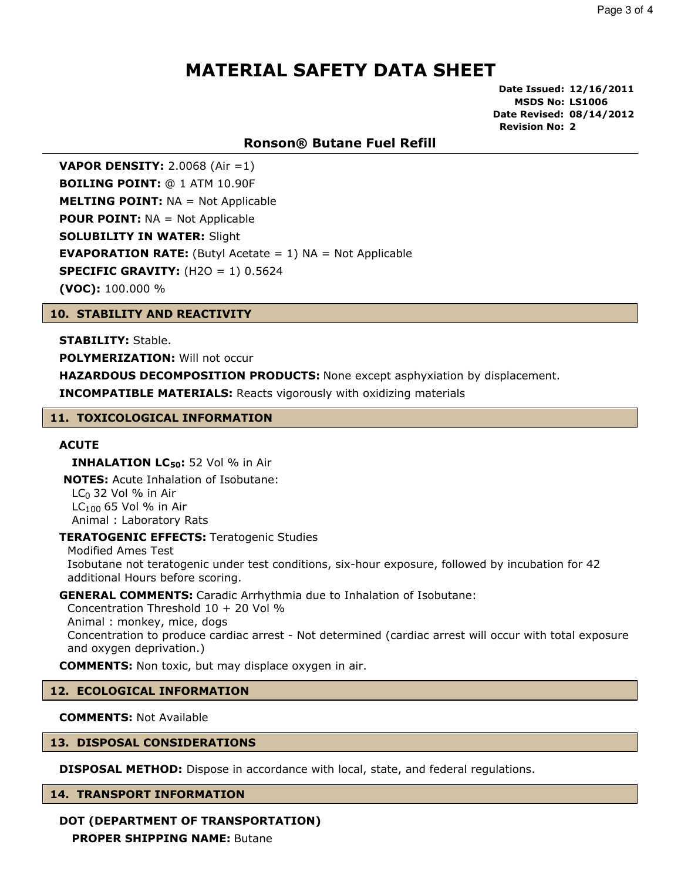# MATERIAL SAFETY DATA SHEET

**Date Issued: 12/16/2011**
**MSDS No: LS1006**
**Date Revised: 08/14/2012**
**Revision No: 2**

## Ronson® Butane Fuel Refill

**VAPOR DENSITY:** 2.0068 (Air =1)

**BOILING POINT:** @ 1 ATM 10.90F

**MELTING POINT:** NA = Not Applicable

**POUR POINT:** NA = Not Applicable

**SOLUBILITY IN WATER:** Slight

**EVAPORATION RATE:** (Butyl Acetate = 1) NA = Not Applicable

**SPECIFIC GRAVITY:** (H2O = 1) 0.5624

**(VOC):** 100.000 %

## 10. STABILITY AND REACTIVITY

**STABILITY:** Stable.

**POLYMERIZATION:** Will not occur

**HAZARDOUS DECOMPOSITION PRODUCTS:** None except asphyxiation by displacement.

**INCOMPATIBLE MATERIALS:** Reacts vigorously with oxidizing materials

## 11. TOXICOLOGICAL INFORMATION

**ACUTE**

**INHALATION $LC_{50}$:** 52 Vol % in Air

**NOTES:** Acute Inhalation of Isobutane:
$LC_0$ 32 Vol % in Air
$LC_{100}$ 65 Vol % in Air
Animal : Laboratory Rats

**TERATOGENIC EFFECTS:** Teratogenic Studies
Modified Ames Test
Isobutane not teratogenic under test conditions, six-hour exposure, followed by incubation for 42 additional Hours before scoring.

**GENERAL COMMENTS:** Caradic Arrhythmia due to Inhalation of Isobutane:
Concentration Threshold 10 + 20 Vol %
Animal : monkey, mice, dogs
Concentration to produce cardiac arrest - Not determined (cardiac arrest will occur with total exposure and oxygen deprivation.)

**COMMENTS:** Non toxic, but may displace oxygen in air.

## 12. ECOLOGICAL INFORMATION

**COMMENTS:** Not Available

## 13. DISPOSAL CONSIDERATIONS

**DISPOSAL METHOD:** Dispose in accordance with local, state, and federal regulations.

## 14. TRANSPORT INFORMATION

**DOT (DEPARTMENT OF TRANSPORTATION)**

**PROPER SHIPPING NAME:** Butane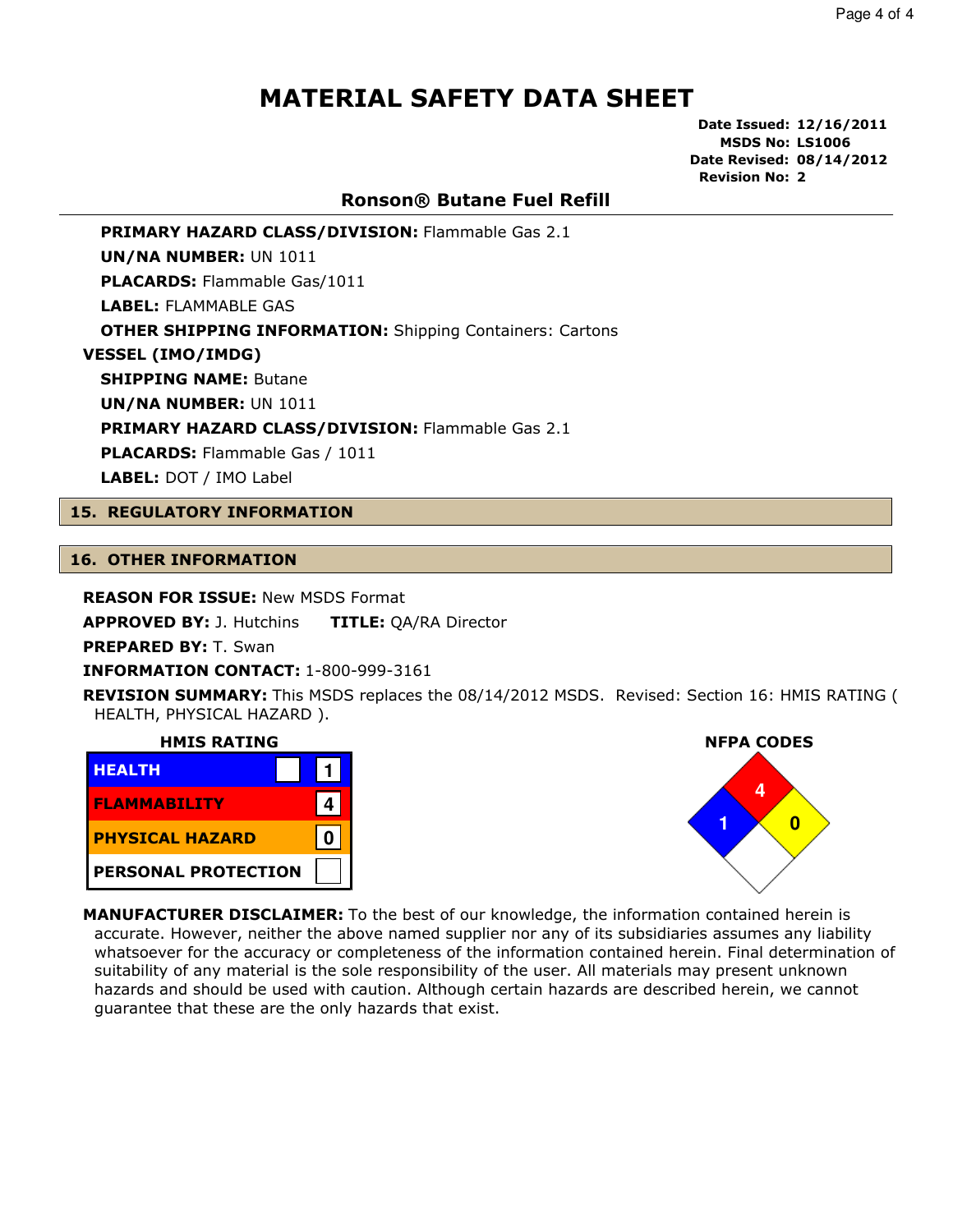# MATERIAL SAFETY DATA SHEET

**Date Issued: 12/16/2011**
**MSDS No: LS1006**
**Date Revised: 08/14/2012**
**Revision No: 2**

## Ronson® Butane Fuel Refill

**PRIMARY HAZARD CLASS/DIVISION:** Flammable Gas 2.1

**UN/NA NUMBER:** UN 1011

**PLACARDS:** Flammable Gas/1011

**LABEL:** FLAMMABLE GAS

**OTHER SHIPPING INFORMATION:** Shipping Containers: Cartons

**VESSEL (IMO/IMDG)**

**SHIPPING NAME:** Butane

**UN/NA NUMBER:** UN 1011

**PRIMARY HAZARD CLASS/DIVISION:** Flammable Gas 2.1

**PLACARDS:** Flammable Gas / 1011

**LABEL:** DOT / IMO Label

## 15. REGULATORY INFORMATION

## 16. OTHER INFORMATION

**REASON FOR ISSUE:** New MSDS Format

**APPROVED BY:** J. Hutchins **TITLE:** QA/RA Director

**PREPARED BY:** T. Swan

**INFORMATION CONTACT:** 1-800-999-3161

**REVISION SUMMARY:** This MSDS replaces the 08/14/2012 MSDS. Revised: Section 16: HMIS RATING ( HEALTH, PHYSICAL HAZARD ).

**HMIS RATING**

| | |
|---|---|
| HEALTH | 1 |
| FLAMMABILITY | 4 |
| PHYSICAL HAZARD | 0 |
| PERSONAL PROTECTION | |

**NFPA CODES**

4

1

0

**MANUFACTURER DISCLAIMER:** To the best of our knowledge, the information contained herein is accurate. However, neither the above named supplier nor any of its subsidiaries assumes any liability whatsoever for the accuracy or completeness of the information contained herein. Final determination of suitability of any material is the sole responsibility of the user. All materials may present unknown hazards and should be used with caution. Although certain hazards are described herein, we cannot guarantee that these are the only hazards that exist.